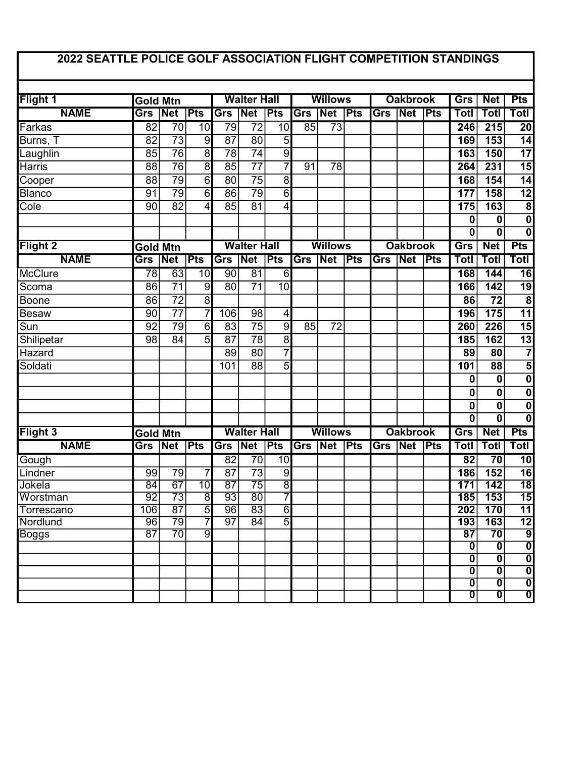# 2022 SEATTLE POLICE GOLF ASSOCIATION FLIGHT COMPETITION STANDINGS

| Flight 1 | Gold Mtn | | | Walter Hall | | | Willows | | | Oakbrook | | | Grs | Net | Pts |
|---|---|---|---|---|---|---|---|---|---|---|---|---|---|---|---|
| NAME | Grs | Net | Pts | Grs | Net | Pts | Grs | Net | Pts | Grs | Net | Pts | Totl | Totl | Totl |
| Farkas | 82 | 70 | 10 | 79 | 72 | 10 | 85 | 73 | | | | | 246 | 215 | 20 |
| Burns, T | 82 | 73 | 9 | 87 | 80 | 5 | | | | | | | 169 | 153 | 14 |
| Laughlin | 85 | 76 | 8 | 78 | 74 | 9 | | | | | | | 163 | 150 | 17 |
| Harris | 88 | 76 | 8 | 85 | 77 | 7 | 91 | 78 | | | | | 264 | 231 | 15 |
| Cooper | 88 | 79 | 6 | 80 | 75 | 8 | | | | | | | 168 | 154 | 14 |
| Blanco | 91 | 79 | 6 | 86 | 79 | 6 | | | | | | | 177 | 158 | 12 |
| Cole | 90 | 82 | 4 | 85 | 81 | 4 | | | | | | | 175 | 163 | 8 |
| | | | | | | | | | | | | | 0 | 0 | 0 |
| | | | | | | | | | | | | | 0 | 0 | 0 |

| Flight 2 | Gold Mtn | | | Walter Hall | | | Willows | | | Oakbrook | | | Grs | Net | Pts |
|---|---|---|---|---|---|---|---|---|---|---|---|---|---|---|---|
| NAME | Grs | Net | Pts | Grs | Net | Pts | Grs | Net | Pts | Grs | Net | Pts | Totl | Totl | Totl |
| McClure | 78 | 63 | 10 | 90 | 81 | 6 | | | | | | | 168 | 144 | 16 |
| Scoma | 86 | 71 | 9 | 80 | 71 | 10 | | | | | | | 166 | 142 | 19 |
| Boone | 86 | 72 | 8 | | | | | | | | | | 86 | 72 | 8 |
| Besaw | 90 | 77 | 7 | 106 | 98 | 4 | | | | | | | 196 | 175 | 11 |
| Sun | 92 | 79 | 6 | 83 | 75 | 9 | 85 | 72 | | | | | 260 | 226 | 15 |
| Shilipetar | 98 | 84 | 5 | 87 | 78 | 8 | | | | | | | 185 | 162 | 13 |
| Hazard | | | | 89 | 80 | 7 | | | | | | | 89 | 80 | 7 |
| Soldati | | | | 101 | 88 | 5 | | | | | | | 101 | 88 | 5 |
| | | | | | | | | | | | | | 0 | 0 | 0 |
| | | | | | | | | | | | | | 0 | 0 | 0 |
| | | | | | | | | | | | | | 0 | 0 | 0 |
| | | | | | | | | | | | | | 0 | 0 | 0 |

| Flight 3 | Gold Mtn | | | Walter Hall | | | Willows | | | Oakbrook | | | Grs | Net | Pts |
|---|---|---|---|---|---|---|---|---|---|---|---|---|---|---|---|
| NAME | Grs | Net | Pts | Grs | Net | Pts | Grs | Net | Pts | Grs | Net | Pts | Totl | Totl | Totl |
| Gough | | | | 82 | 70 | 10 | | | | | | | 82 | 70 | 10 |
| Lindner | 99 | 79 | 7 | 87 | 73 | 9 | | | | | | | 186 | 152 | 16 |
| Jokela | 84 | 67 | 10 | 87 | 75 | 8 | | | | | | | 171 | 142 | 18 |
| Worstman | 92 | 73 | 8 | 93 | 80 | 7 | | | | | | | 185 | 153 | 15 |
| Torrescano | 106 | 87 | 5 | 96 | 83 | 6 | | | | | | | 202 | 170 | 11 |
| Nordlund | 96 | 79 | 7 | 97 | 84 | 5 | | | | | | | 193 | 163 | 12 |
| Boggs | 87 | 70 | 9 | | | | | | | | | | 87 | 70 | 9 |
| | | | | | | | | | | | | | 0 | 0 | 0 |
| | | | | | | | | | | | | | 0 | 0 | 0 |
| | | | | | | | | | | | | | 0 | 0 | 0 |
| | | | | | | | | | | | | | 0 | 0 | 0 |
| | | | | | | | | | | | | | 0 | 0 | 0 |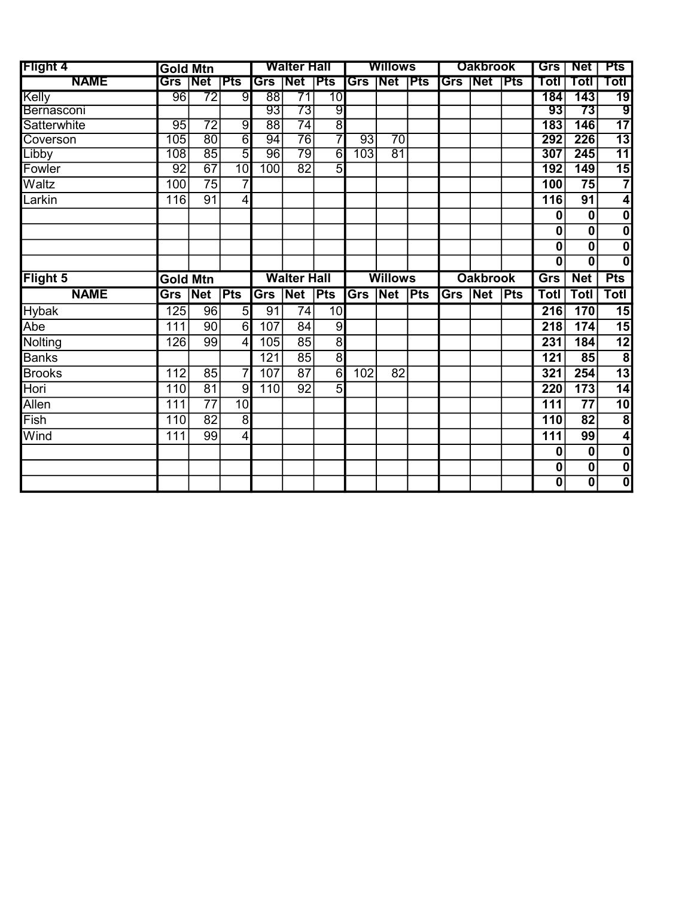| Flight 4 | Gold Mtn | | | Walter Hall | | | Willows | | | Oakbrook | | | Grs | Net | Pts |
|---|---|---|---|---|---|---|---|---|---|---|---|---|---|---|---|
| NAME | Grs | Net | Pts | Grs | Net | Pts | Grs | Net | Pts | Grs | Net | Pts | Totl | Totl | Totl |
| Kelly | 96 | 72 | 9 | 88 | 71 | 10 | | | | | | | 184 | 143 | 19 |
| Bernasconi | | | | 93 | 73 | 9 | | | | | | | 93 | 73 | 9 |
| Satterwhite | 95 | 72 | 9 | 88 | 74 | 8 | | | | | | | 183 | 146 | 17 |
| Coverson | 105 | 80 | 6 | 94 | 76 | 7 | 93 | 70 | | | | | 292 | 226 | 13 |
| Libby | 108 | 85 | 5 | 96 | 79 | 6 | 103 | 81 | | | | | 307 | 245 | 11 |
| Fowler | 92 | 67 | 10 | 100 | 82 | 5 | | | | | | | 192 | 149 | 15 |
| Waltz | 100 | 75 | 7 | | | | | | | | | | 100 | 75 | 7 |
| Larkin | 116 | 91 | 4 | | | | | | | | | | 116 | 91 | 4 |
| | | | | | | | | | | | | | 0 | 0 | 0 |
| | | | | | | | | | | | | | 0 | 0 | 0 |
| | | | | | | | | | | | | | 0 | 0 | 0 |
| | | | | | | | | | | | | | 0 | 0 | 0 |

| Flight 5 | Gold Mtn | | | Walter Hall | | | Willows | | | Oakbrook | | | Grs | Net | Pts |
|---|---|---|---|---|---|---|---|---|---|---|---|---|---|---|---|
| NAME | Grs | Net | Pts | Grs | Net | Pts | Grs | Net | Pts | Grs | Net | Pts | Totl | Totl | Totl |
| Hybak | 125 | 96 | 5 | 91 | 74 | 10 | | | | | | | 216 | 170 | 15 |
| Abe | 111 | 90 | 6 | 107 | 84 | 9 | | | | | | | 218 | 174 | 15 |
| Nolting | 126 | 99 | 4 | 105 | 85 | 8 | | | | | | | 231 | 184 | 12 |
| Banks | | | | 121 | 85 | 8 | | | | | | | 121 | 85 | 8 |
| Brooks | 112 | 85 | 7 | 107 | 87 | 6 | 102 | 82 | | | | | 321 | 254 | 13 |
| Hori | 110 | 81 | 9 | 110 | 92 | 5 | | | | | | | 220 | 173 | 14 |
| Allen | 111 | 77 | 10 | | | | | | | | | | 111 | 77 | 10 |
| Fish | 110 | 82 | 8 | | | | | | | | | | 110 | 82 | 8 |
| Wind | 111 | 99 | 4 | | | | | | | | | | 111 | 99 | 4 |
| | | | | | | | | | | | | | 0 | 0 | 0 |
| | | | | | | | | | | | | | 0 | 0 | 0 |
| | | | | | | | | | | | | | 0 | 0 | 0 |